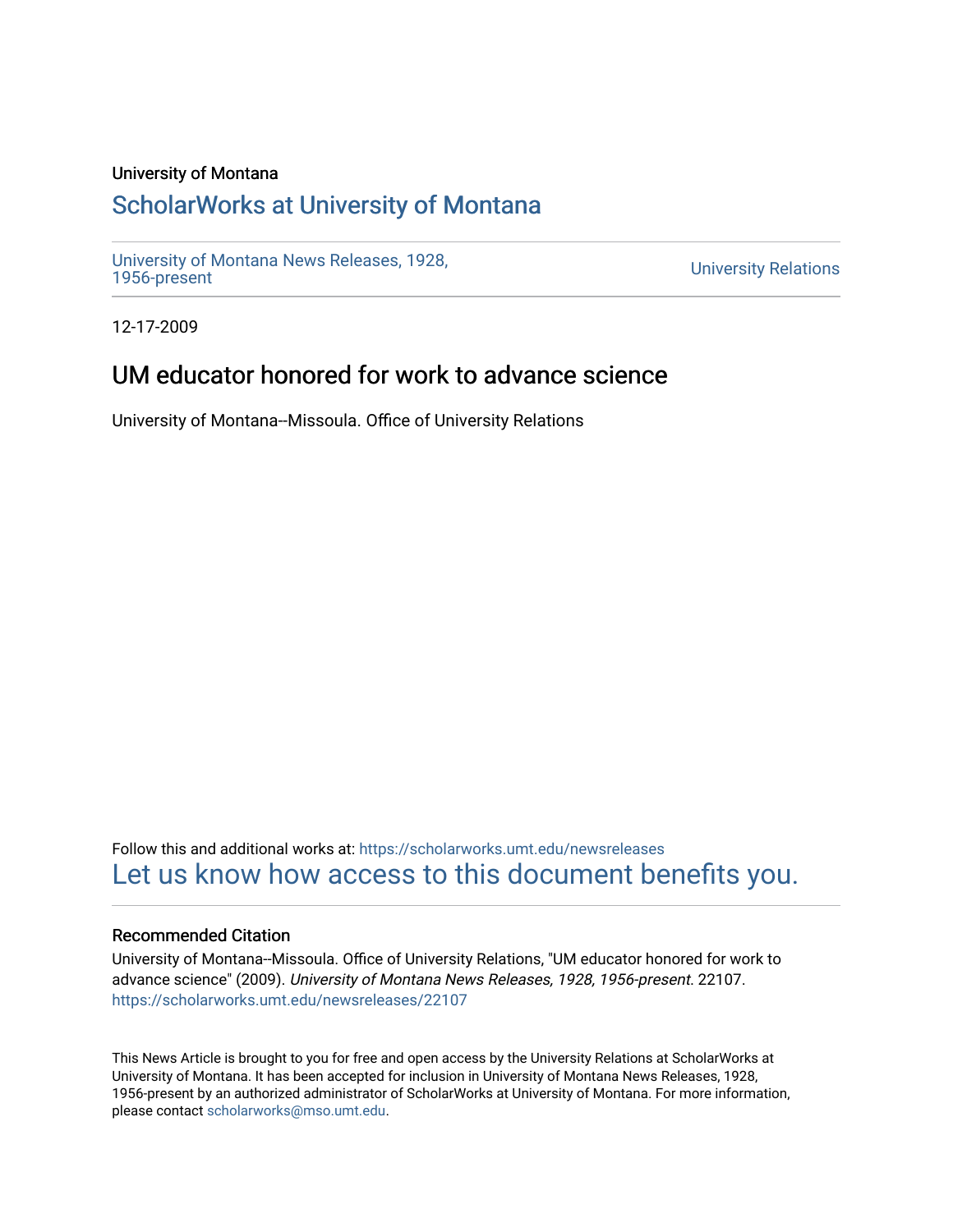University of Montana

## ScholarWorks at University of Montana

University of Montana News Releases, 1928, 1956-present

University Relations

12-17-2009

# UM educator honored for work to advance science

University of Montana--Missoula. Office of University Relations

Follow this and additional works at: https://scholarworks.umt.edu/newsreleases

Let us know how access to this document benefits you.

### Recommended Citation

University of Montana--Missoula. Office of University Relations, "UM educator honored for work to advance science" (2009). *University of Montana News Releases, 1928, 1956-present*. 22107.
https://scholarworks.umt.edu/newsreleases/22107

This News Article is brought to you for free and open access by the University Relations at ScholarWorks at University of Montana. It has been accepted for inclusion in University of Montana News Releases, 1928, 1956-present by an authorized administrator of ScholarWorks at University of Montana. For more information, please contact scholarworks@mso.umt.edu.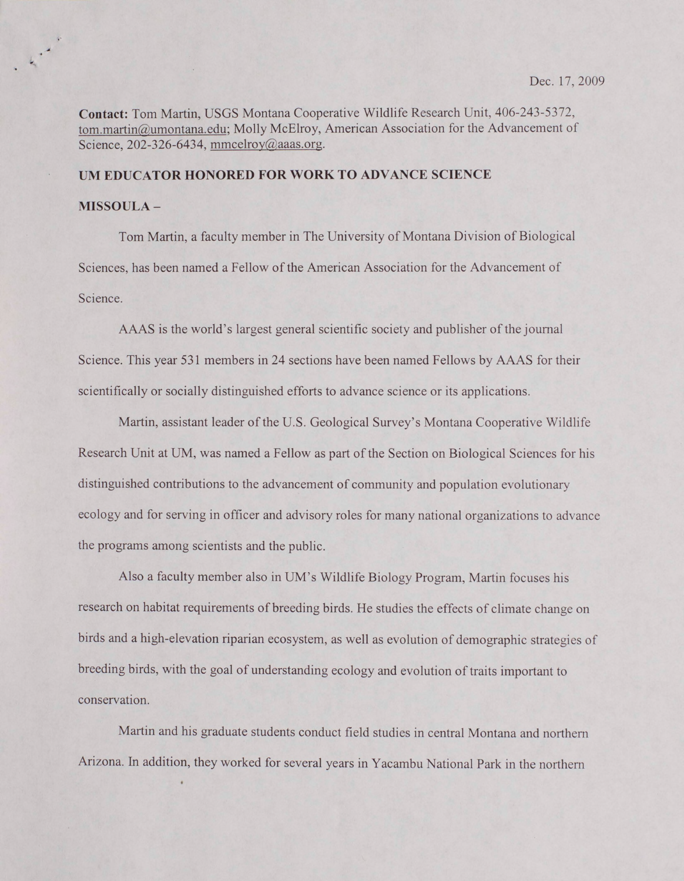Dec. 17, 2009

**Contact:** Tom Martin, USGS Montana Cooperative Wildlife Research Unit, 406-243-5372, tom.martin@umontana.edu; Molly McElroy, American Association for the Advancement of Science, 202-326-6434, mmcelroy@aaas.org.

**UM EDUCATOR HONORED FOR WORK TO ADVANCE SCIENCE**

**MISSOULA –**

Tom Martin, a faculty member in The University of Montana Division of Biological Sciences, has been named a Fellow of the American Association for the Advancement of Science.

AAAS is the world's largest general scientific society and publisher of the journal Science. This year 531 members in 24 sections have been named Fellows by AAAS for their scientifically or socially distinguished efforts to advance science or its applications.

Martin, assistant leader of the U.S. Geological Survey's Montana Cooperative Wildlife Research Unit at UM, was named a Fellow as part of the Section on Biological Sciences for his distinguished contributions to the advancement of community and population evolutionary ecology and for serving in officer and advisory roles for many national organizations to advance the programs among scientists and the public.

Also a faculty member also in UM's Wildlife Biology Program, Martin focuses his research on habitat requirements of breeding birds. He studies the effects of climate change on birds and a high-elevation riparian ecosystem, as well as evolution of demographic strategies of breeding birds, with the goal of understanding ecology and evolution of traits important to conservation.

Martin and his graduate students conduct field studies in central Montana and northern Arizona. In addition, they worked for several years in Yacambu National Park in the northern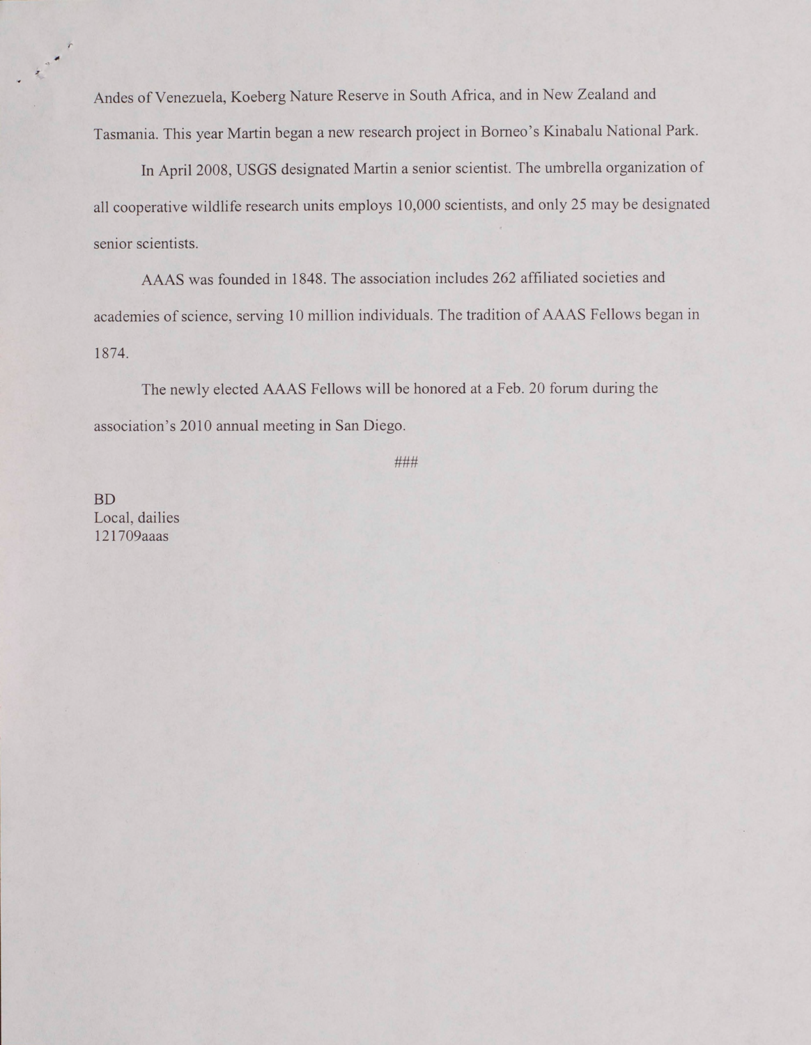Andes of Venezuela, Koeberg Nature Reserve in South Africa, and in New Zealand and Tasmania. This year Martin began a new research project in Borneo's Kinabalu National Park.

In April 2008, USGS designated Martin a senior scientist. The umbrella organization of all cooperative wildlife research units employs 10,000 scientists, and only 25 may be designated senior scientists.

AAAS was founded in 1848. The association includes 262 affiliated societies and academies of science, serving 10 million individuals. The tradition of AAAS Fellows began in 1874.

The newly elected AAAS Fellows will be honored at a Feb. 20 forum during the association's 2010 annual meeting in San Diego.

###

BD
Local, dailies
121709aaas